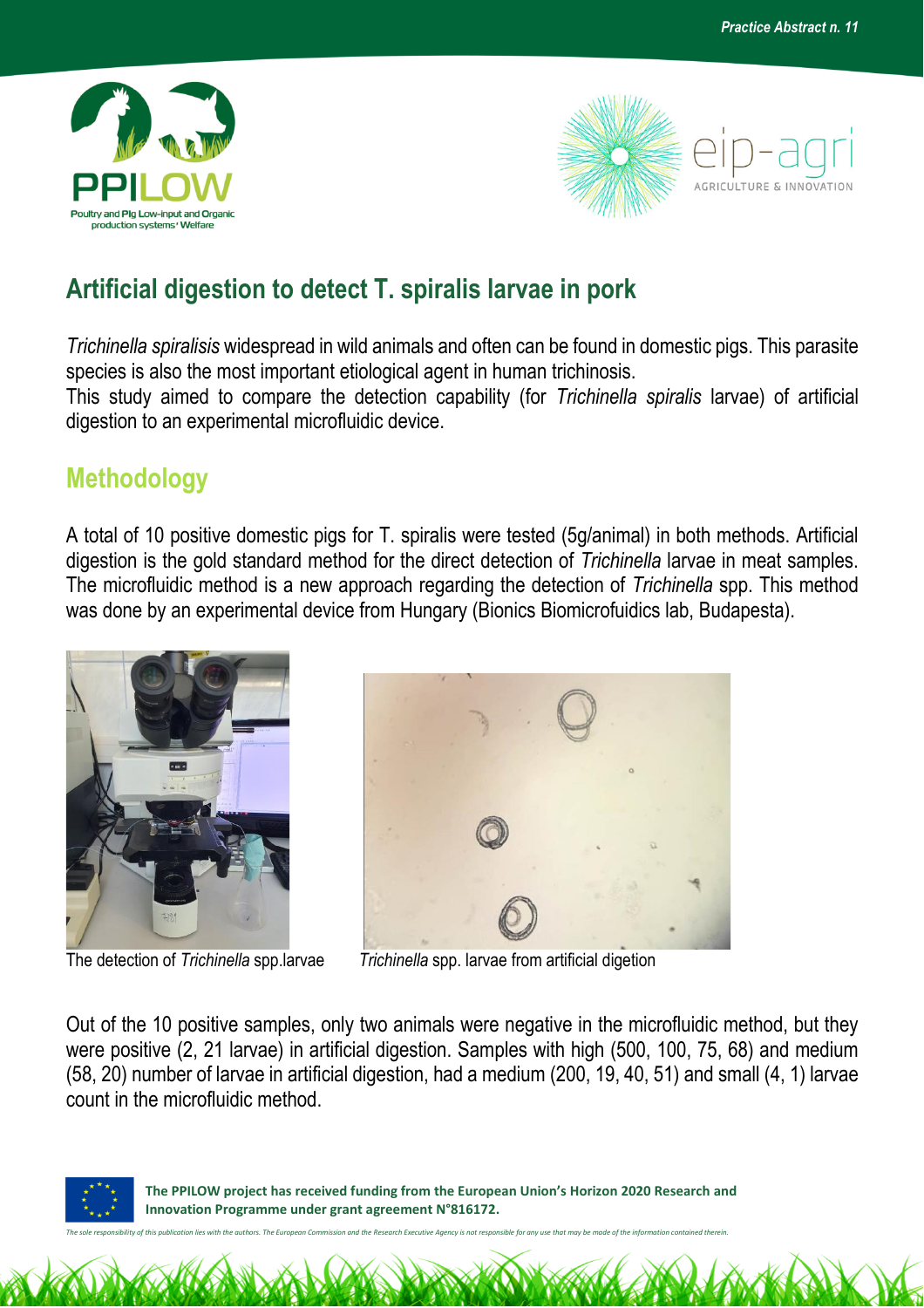Practice Abstract n. 11

# Artificial digestion to detect T. spiralis larvae in pork

*Trichinella spiralisis* widespread in wild animals and often can be found in domestic pigs. This parasite species is also the most important etiological agent in human trichinosis.
This study aimed to compare the detection capability (for *Trichinella spiralis* larvae) of artificial digestion to an experimental microfluidic device.

## Methodology

A total of 10 positive domestic pigs for T. spiralis were tested (5g/animal) in both methods. Artificial digestion is the gold standard method for the direct detection of *Trichinella* larvae in meat samples. The microfluidic method is a new approach regarding the detection of *Trichinella* spp. This method was done by an experimental device from Hungary (Bionics Biomicrofuidics lab, Budapesta).

The detection of *Trichinella* spp.larvae

*Trichinella* spp. larvae from artificial digetion

Out of the 10 positive samples, only two animals were negative in the microfluidic method, but they were positive (2, 21 larvae) in artificial digestion. Samples with high (500, 100, 75, 68) and medium (58, 20) number of larvae in artificial digestion, had a medium (200, 19, 40, 51) and small (4, 1) larvae count in the microfluidic method.

**The PPILOW project has received funding from the European Union's Horizon 2020 Research and Innovation Programme under grant agreement N°816172.**

*The sole responsibility of this publication lies with the authors. The European Commission and the Research Executive Agency is not responsible for any use that may be made of the information contained therein.*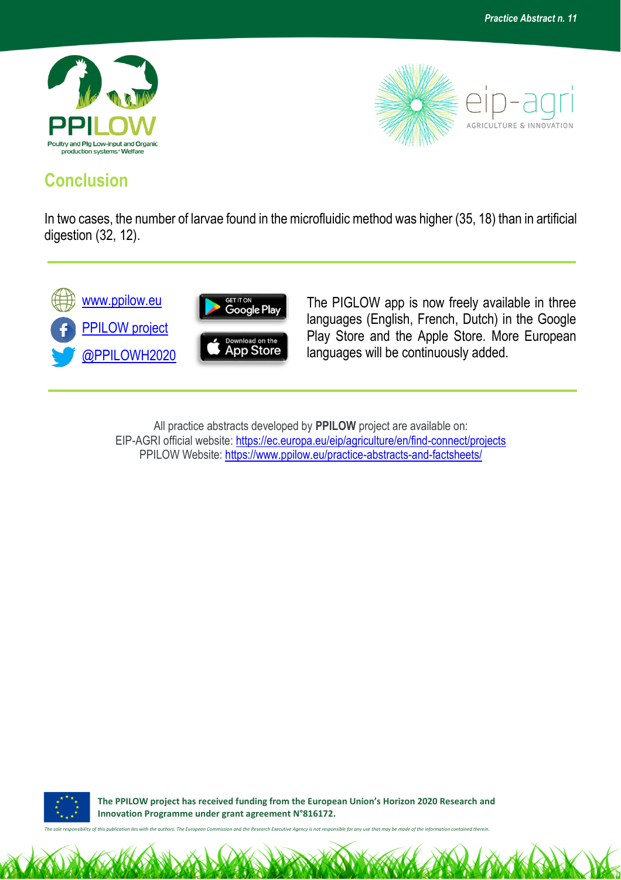## Conclusion

In two cases, the number of larvae found in the microfluidic method was higher (35, 18) than in artificial digestion (32, 12).

www.ppilow.eu
PPILOW project
@PPILOWH2020

The PIGLOW app is now freely available in three languages (English, French, Dutch) in the Google Play Store and the Apple Store. More European languages will be continuously added.

All practice abstracts developed by **PPILOW** project are available on:
EIP-AGRI official website: https://ec.europa.eu/eip/agriculture/en/find-connect/projects
PPILOW Website: https://www.ppilow.eu/practice-abstracts-and-factsheets/

**The PPILOW project has received funding from the European Union's Horizon 2020 Research and Innovation Programme under grant agreement N°816172.**

*The sole responsibility of this publication lies with the authors. The European Commission and the Research Executive Agency is not responsible for any use that may be made of the information contained therein.*